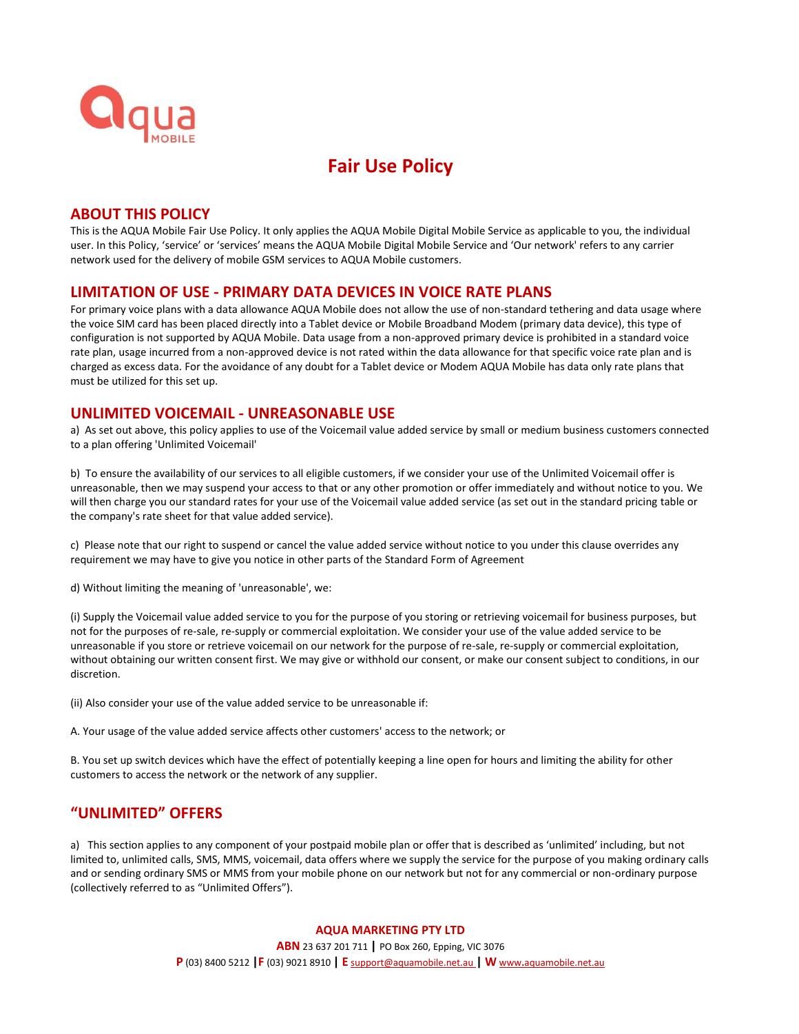# Fair Use Policy

## ABOUT THIS POLICY

This is the AQUA Mobile Fair Use Policy. It only applies the AQUA Mobile Digital Mobile Service as applicable to you, the individual user. In this Policy, 'service' or 'services' means the AQUA Mobile Digital Mobile Service and 'Our network' refers to any carrier network used for the delivery of mobile GSM services to AQUA Mobile customers.

## LIMITATION OF USE - PRIMARY DATA DEVICES IN VOICE RATE PLANS

For primary voice plans with a data allowance AQUA Mobile does not allow the use of non-standard tethering and data usage where the voice SIM card has been placed directly into a Tablet device or Mobile Broadband Modem (primary data device), this type of configuration is not supported by AQUA Mobile. Data usage from a non-approved primary device is prohibited in a standard voice rate plan, usage incurred from a non-approved device is not rated within the data allowance for that specific voice rate plan and is charged as excess data. For the avoidance of any doubt for a Tablet device or Modem AQUA Mobile has data only rate plans that must be utilized for this set up.

## UNLIMITED VOICEMAIL - UNREASONABLE USE

a) As set out above, this policy applies to use of the Voicemail value added service by small or medium business customers connected to a plan offering 'Unlimited Voicemail'

b) To ensure the availability of our services to all eligible customers, if we consider your use of the Unlimited Voicemail offer is unreasonable, then we may suspend your access to that or any other promotion or offer immediately and without notice to you. We will then charge you our standard rates for your use of the Voicemail value added service (as set out in the standard pricing table or the company's rate sheet for that value added service).

c) Please note that our right to suspend or cancel the value added service without notice to you under this clause overrides any requirement we may have to give you notice in other parts of the Standard Form of Agreement

d) Without limiting the meaning of 'unreasonable', we:

(i) Supply the Voicemail value added service to you for the purpose of you storing or retrieving voicemail for business purposes, but not for the purposes of re-sale, re-supply or commercial exploitation. We consider your use of the value added service to be unreasonable if you store or retrieve voicemail on our network for the purpose of re-sale, re-supply or commercial exploitation, without obtaining our written consent first. We may give or withhold our consent, or make our consent subject to conditions, in our discretion.

(ii) Also consider your use of the value added service to be unreasonable if:

A. Your usage of the value added service affects other customers' access to the network; or

B. You set up switch devices which have the effect of potentially keeping a line open for hours and limiting the ability for other customers to access the network or the network of any supplier.

## "UNLIMITED" OFFERS

a) This section applies to any component of your postpaid mobile plan or offer that is described as 'unlimited' including, but not limited to, unlimited calls, SMS, MMS, voicemail, data offers where we supply the service for the purpose of you making ordinary calls and or sending ordinary SMS or MMS from your mobile phone on our network but not for any commercial or non-ordinary purpose (collectively referred to as "Unlimited Offers").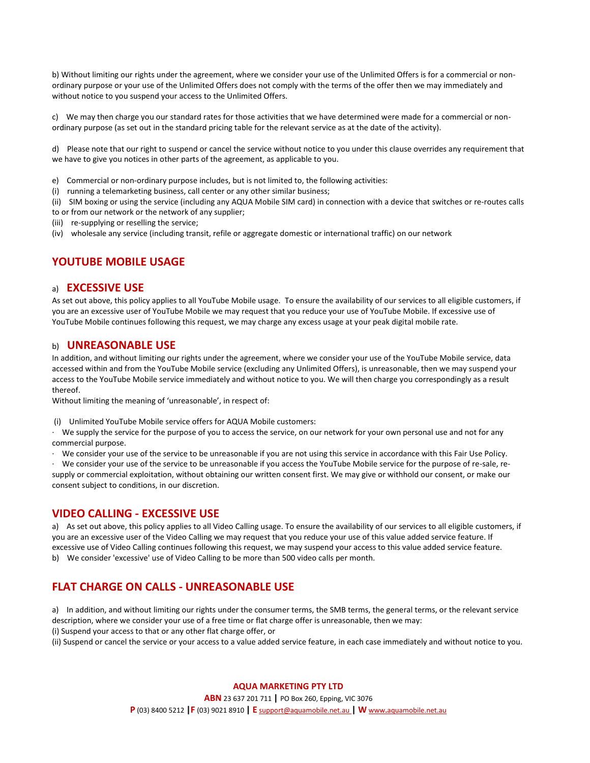b) Without limiting our rights under the agreement, where we consider your use of the Unlimited Offers is for a commercial or non-ordinary purpose or your use of the Unlimited Offers does not comply with the terms of the offer then we may immediately and without notice to you suspend your access to the Unlimited Offers.

c) We may then charge you our standard rates for those activities that we have determined were made for a commercial or non-ordinary purpose (as set out in the standard pricing table for the relevant service as at the date of the activity).

d) Please note that our right to suspend or cancel the service without notice to you under this clause overrides any requirement that we have to give you notices in other parts of the agreement, as applicable to you.

e) Commercial or non-ordinary purpose includes, but is not limited to, the following activities:
(i) running a telemarketing business, call center or any other similar business;
(ii) SIM boxing or using the service (including any AQUA Mobile SIM card) in connection with a device that switches or re-routes calls to or from our network or the network of any supplier;
(iii) re-supplying or reselling the service;
(iv) wholesale any service (including transit, refile or aggregate domestic or international traffic) on our network

## YOUTUBE MOBILE USAGE

### a) EXCESSIVE USE

As set out above, this policy applies to all YouTube Mobile usage. To ensure the availability of our services to all eligible customers, if you are an excessive user of YouTube Mobile we may request that you reduce your use of YouTube Mobile. If excessive use of YouTube Mobile continues following this request, we may charge any excess usage at your peak digital mobile rate.

### b) UNREASONABLE USE

In addition, and without limiting our rights under the agreement, where we consider your use of the YouTube Mobile service, data accessed within and from the YouTube Mobile service (excluding any Unlimited Offers), is unreasonable, then we may suspend your access to the YouTube Mobile service immediately and without notice to you. We will then charge you correspondingly as a result thereof.
Without limiting the meaning of 'unreasonable', in respect of:

(i) Unlimited YouTube Mobile service offers for AQUA Mobile customers:

· We supply the service for the purpose of you to access the service, on our network for your own personal use and not for any commercial purpose.
· We consider your use of the service to be unreasonable if you are not using this service in accordance with this Fair Use Policy.
· We consider your use of the service to be unreasonable if you access the YouTube Mobile service for the purpose of re-sale, re-supply or commercial exploitation, without obtaining our written consent first. We may give or withhold our consent, or make our consent subject to conditions, in our discretion.

## VIDEO CALLING - EXCESSIVE USE

a) As set out above, this policy applies to all Video Calling usage. To ensure the availability of our services to all eligible customers, if you are an excessive user of the Video Calling we may request that you reduce your use of this value added service feature. If excessive use of Video Calling continues following this request, we may suspend your access to this value added service feature.
b) We consider 'excessive' use of Video Calling to be more than 500 video calls per month.

## FLAT CHARGE ON CALLS - UNREASONABLE USE

a) In addition, and without limiting our rights under the consumer terms, the SMB terms, the general terms, or the relevant service description, where we consider your use of a free time or flat charge offer is unreasonable, then we may:
(i) Suspend your access to that or any other flat charge offer, or
(ii) Suspend or cancel the service or your access to a value added service feature, in each case immediately and without notice to you.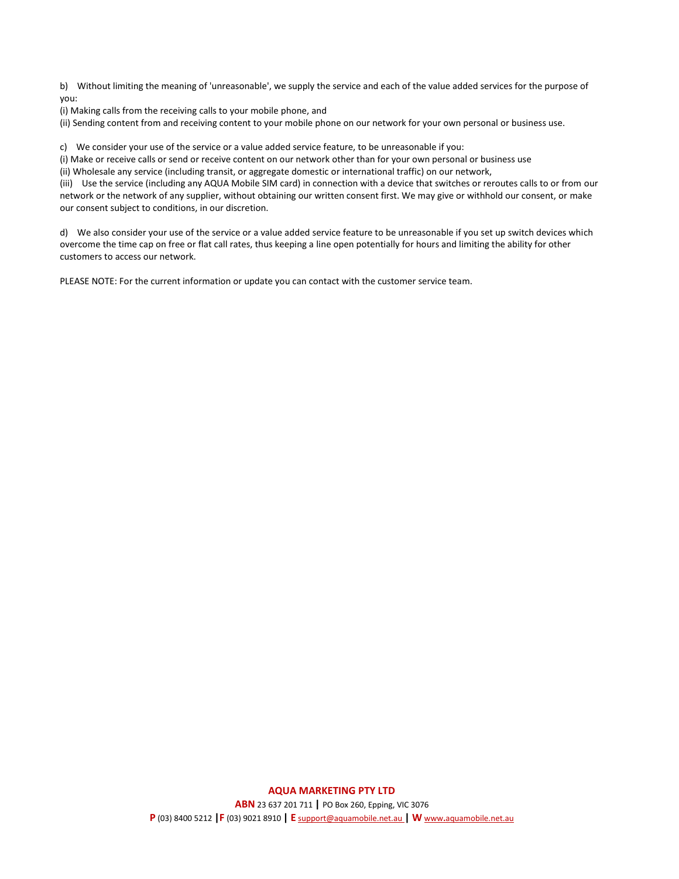b) Without limiting the meaning of 'unreasonable', we supply the service and each of the value added services for the purpose of you:

(i) Making calls from the receiving calls to your mobile phone, and

(ii) Sending content from and receiving content to your mobile phone on our network for your own personal or business use.

c) We consider your use of the service or a value added service feature, to be unreasonable if you:

(i) Make or receive calls or send or receive content on our network other than for your own personal or business use

(ii) Wholesale any service (including transit, or aggregate domestic or international traffic) on our network,

(iii) Use the service (including any AQUA Mobile SIM card) in connection with a device that switches or reroutes calls to or from our network or the network of any supplier, without obtaining our written consent first. We may give or withhold our consent, or make our consent subject to conditions, in our discretion.

d) We also consider your use of the service or a value added service feature to be unreasonable if you set up switch devices which overcome the time cap on free or flat call rates, thus keeping a line open potentially for hours and limiting the ability for other customers to access our network.

PLEASE NOTE: For the current information or update you can contact with the customer service team.